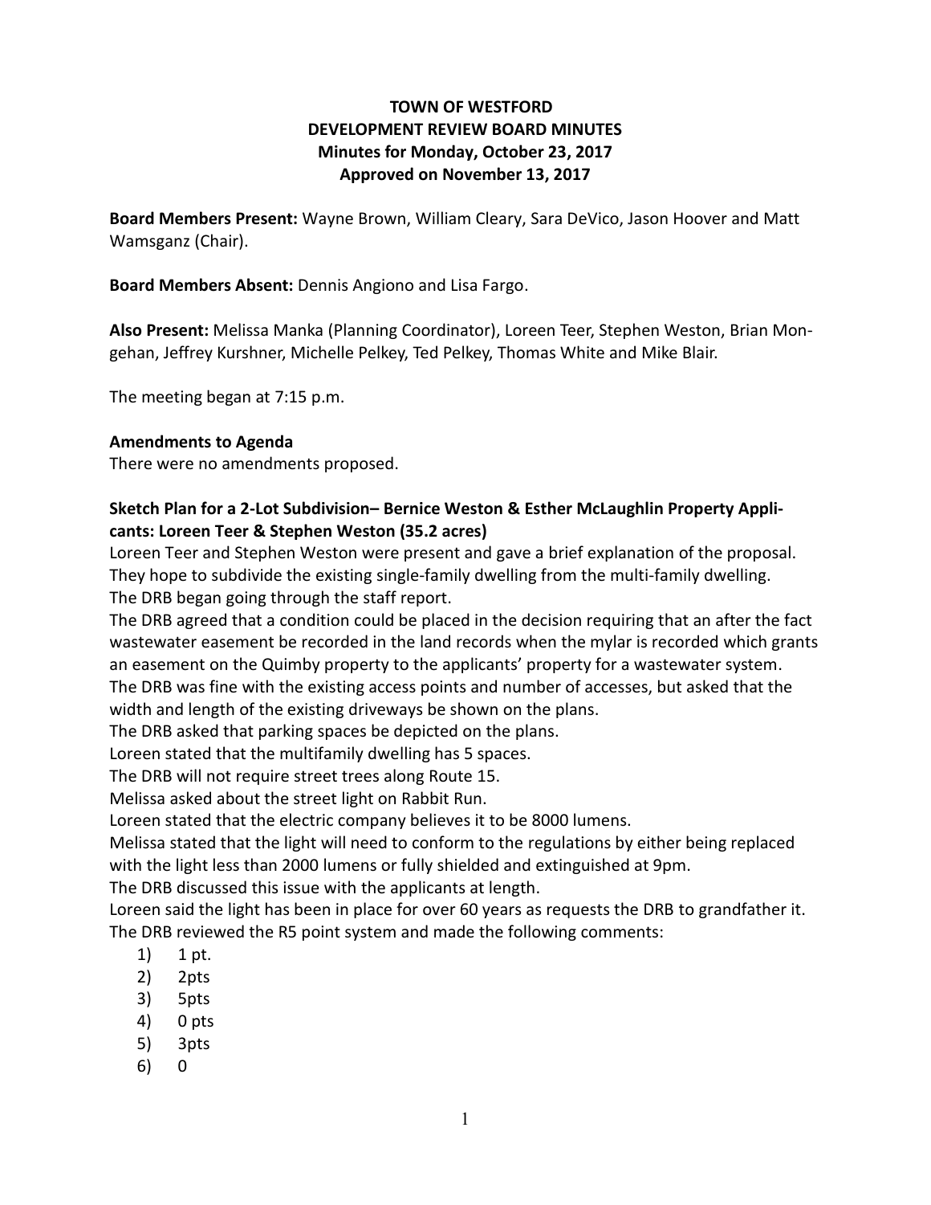# TOWN OF WESTFORD
## DEVELOPMENT REVIEW BOARD MINUTES
## Minutes for Monday, October 23, 2017
## Approved on November 13, 2017

**Board Members Present:** Wayne Brown, William Cleary, Sara DeVico, Jason Hoover and Matt Wamsganz (Chair).

**Board Members Absent:** Dennis Angiono and Lisa Fargo.

**Also Present:** Melissa Manka (Planning Coordinator), Loreen Teer, Stephen Weston, Brian Mongehan, Jeffrey Kurshner, Michelle Pelkey, Ted Pelkey, Thomas White and Mike Blair.

The meeting began at 7:15 p.m.

**Amendments to Agenda**

There were no amendments proposed.

**Sketch Plan for a 2-Lot Subdivision– Bernice Weston & Esther McLaughlin Property Applicants: Loreen Teer & Stephen Weston (35.2 acres)**

Loreen Teer and Stephen Weston were present and gave a brief explanation of the proposal. They hope to subdivide the existing single-family dwelling from the multi-family dwelling.

The DRB began going through the staff report.

The DRB agreed that a condition could be placed in the decision requiring that an after the fact wastewater easement be recorded in the land records when the mylar is recorded which grants an easement on the Quimby property to the applicants' property for a wastewater system.

The DRB was fine with the existing access points and number of accesses, but asked that the width and length of the existing driveways be shown on the plans.

The DRB asked that parking spaces be depicted on the plans.

Loreen stated that the multifamily dwelling has 5 spaces.

The DRB will not require street trees along Route 15.

Melissa asked about the street light on Rabbit Run.

Loreen stated that the electric company believes it to be 8000 lumens.

Melissa stated that the light will need to conform to the regulations by either being replaced with the light less than 2000 lumens or fully shielded and extinguished at 9pm.

The DRB discussed this issue with the applicants at length.

Loreen said the light has been in place for over 60 years as requests the DRB to grandfather it.

The DRB reviewed the R5 point system and made the following comments:

1) 1 pt.
2) 2pts
3) 5pts
4) 0 pts
5) 3pts
6) 0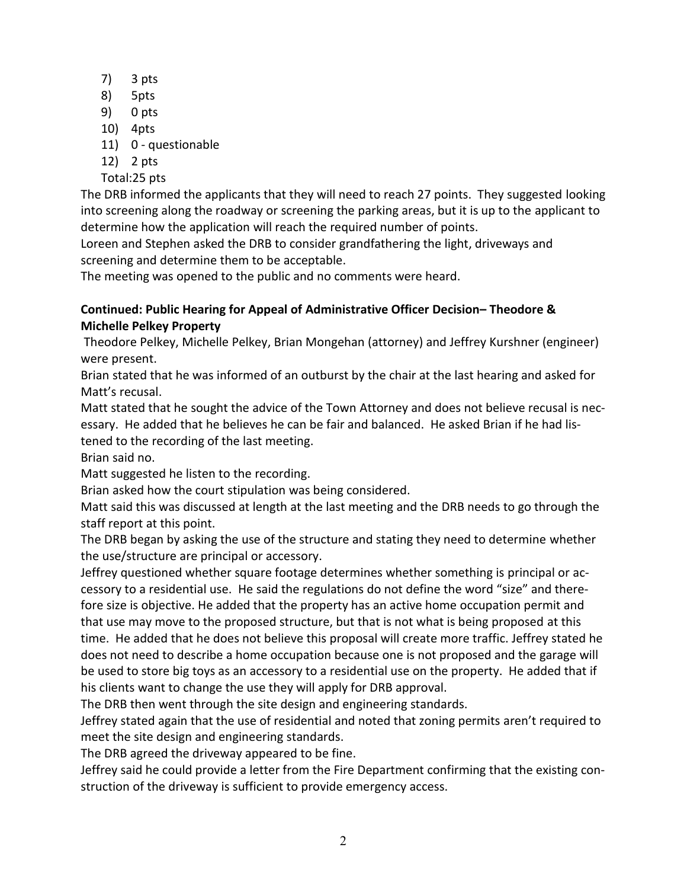7) 3 pts
8) 5pts
9) 0 pts
10) 4pts
11) 0 - questionable
12) 2 pts

Total:25 pts

The DRB informed the applicants that they will need to reach 27 points. They suggested looking into screening along the roadway or screening the parking areas, but it is up to the applicant to determine how the application will reach the required number of points.

Loreen and Stephen asked the DRB to consider grandfathering the light, driveways and screening and determine them to be acceptable.

The meeting was opened to the public and no comments were heard.

**Continued: Public Hearing for Appeal of Administrative Officer Decision– Theodore & Michelle Pelkey Property**

Theodore Pelkey, Michelle Pelkey, Brian Mongehan (attorney) and Jeffrey Kurshner (engineer) were present.

Brian stated that he was informed of an outburst by the chair at the last hearing and asked for Matt's recusal.

Matt stated that he sought the advice of the Town Attorney and does not believe recusal is necessary. He added that he believes he can be fair and balanced. He asked Brian if he had listened to the recording of the last meeting.

Brian said no.

Matt suggested he listen to the recording.

Brian asked how the court stipulation was being considered.

Matt said this was discussed at length at the last meeting and the DRB needs to go through the staff report at this point.

The DRB began by asking the use of the structure and stating they need to determine whether the use/structure are principal or accessory.

Jeffrey questioned whether square footage determines whether something is principal or accessory to a residential use. He said the regulations do not define the word "size" and therefore size is objective. He added that the property has an active home occupation permit and that use may move to the proposed structure, but that is not what is being proposed at this time. He added that he does not believe this proposal will create more traffic. Jeffrey stated he does not need to describe a home occupation because one is not proposed and the garage will be used to store big toys as an accessory to a residential use on the property. He added that if his clients want to change the use they will apply for DRB approval.

The DRB then went through the site design and engineering standards.

Jeffrey stated again that the use of residential and noted that zoning permits aren't required to meet the site design and engineering standards.

The DRB agreed the driveway appeared to be fine.

Jeffrey said he could provide a letter from the Fire Department confirming that the existing construction of the driveway is sufficient to provide emergency access.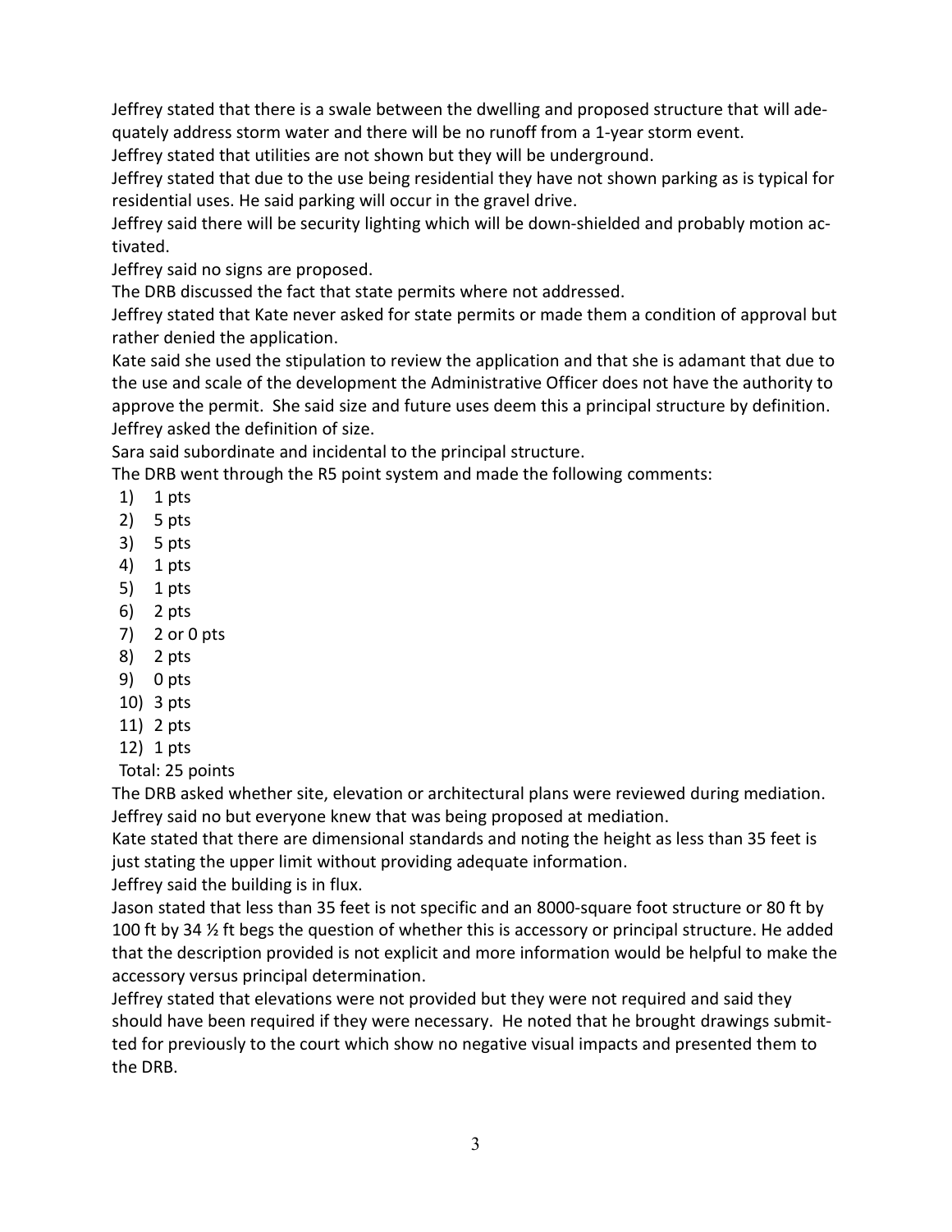Jeffrey stated that there is a swale between the dwelling and proposed structure that will adequately address storm water and there will be no runoff from a 1-year storm event.
Jeffrey stated that utilities are not shown but they will be underground.
Jeffrey stated that due to the use being residential they have not shown parking as is typical for residential uses. He said parking will occur in the gravel drive.
Jeffrey said there will be security lighting which will be down-shielded and probably motion activated.
Jeffrey said no signs are proposed.
The DRB discussed the fact that state permits where not addressed.
Jeffrey stated that Kate never asked for state permits or made them a condition of approval but rather denied the application.
Kate said she used the stipulation to review the application and that she is adamant that due to the use and scale of the development the Administrative Officer does not have the authority to approve the permit. She said size and future uses deem this a principal structure by definition.
Jeffrey asked the definition of size.
Sara said subordinate and incidental to the principal structure.
The DRB went through the R5 point system and made the following comments:

1) 1 pts
2) 5 pts
3) 5 pts
4) 1 pts
5) 1 pts
6) 2 pts
7) 2 or 0 pts
8) 2 pts
9) 0 pts
10) 3 pts
11) 2 pts
12) 1 pts

Total: 25 points

The DRB asked whether site, elevation or architectural plans were reviewed during mediation.
Jeffrey said no but everyone knew that was being proposed at mediation.
Kate stated that there are dimensional standards and noting the height as less than 35 feet is just stating the upper limit without providing adequate information.
Jeffrey said the building is in flux.
Jason stated that less than 35 feet is not specific and an 8000-square foot structure or 80 ft by 100 ft by 34 ½ ft begs the question of whether this is accessory or principal structure. He added that the description provided is not explicit and more information would be helpful to make the accessory versus principal determination.
Jeffrey stated that elevations were not provided but they were not required and said they should have been required if they were necessary. He noted that he brought drawings submitted for previously to the court which show no negative visual impacts and presented them to the DRB.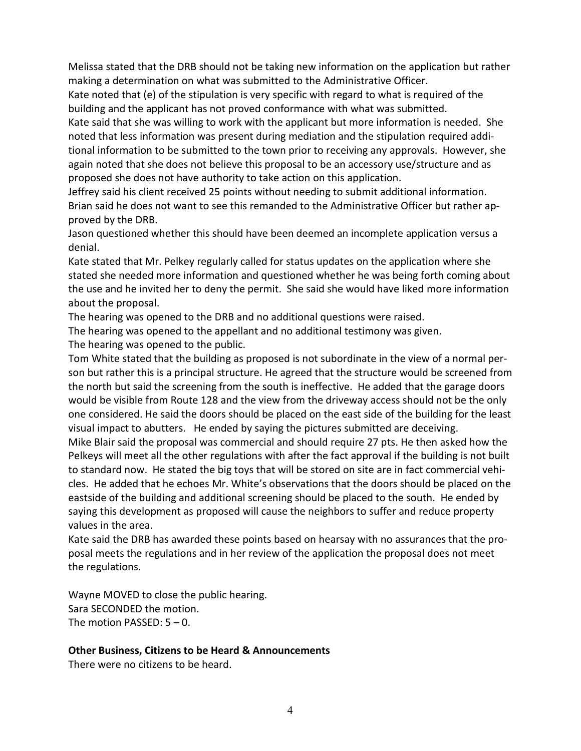Melissa stated that the DRB should not be taking new information on the application but rather making a determination on what was submitted to the Administrative Officer.

Kate noted that (e) of the stipulation is very specific with regard to what is required of the building and the applicant has not proved conformance with what was submitted.

Kate said that she was willing to work with the applicant but more information is needed. She noted that less information was present during mediation and the stipulation required additional information to be submitted to the town prior to receiving any approvals. However, she again noted that she does not believe this proposal to be an accessory use/structure and as proposed she does not have authority to take action on this application.

Jeffrey said his client received 25 points without needing to submit additional information.

Brian said he does not want to see this remanded to the Administrative Officer but rather approved by the DRB.

Jason questioned whether this should have been deemed an incomplete application versus a denial.

Kate stated that Mr. Pelkey regularly called for status updates on the application where she stated she needed more information and questioned whether he was being forth coming about the use and he invited her to deny the permit. She said she would have liked more information about the proposal.

The hearing was opened to the DRB and no additional questions were raised.

The hearing was opened to the appellant and no additional testimony was given.

The hearing was opened to the public.

Tom White stated that the building as proposed is not subordinate in the view of a normal person but rather this is a principal structure. He agreed that the structure would be screened from the north but said the screening from the south is ineffective. He added that the garage doors would be visible from Route 128 and the view from the driveway access should not be the only one considered. He said the doors should be placed on the east side of the building for the least visual impact to abutters. He ended by saying the pictures submitted are deceiving.

Mike Blair said the proposal was commercial and should require 27 pts. He then asked how the Pelkeys will meet all the other regulations with after the fact approval if the building is not built to standard now. He stated the big toys that will be stored on site are in fact commercial vehicles. He added that he echoes Mr. White's observations that the doors should be placed on the eastside of the building and additional screening should be placed to the south. He ended by saying this development as proposed will cause the neighbors to suffer and reduce property values in the area.

Kate said the DRB has awarded these points based on hearsay with no assurances that the proposal meets the regulations and in her review of the application the proposal does not meet the regulations.

Wayne MOVED to close the public hearing.
Sara SECONDED the motion.
The motion PASSED: 5 – 0.

**Other Business, Citizens to be Heard & Announcements**

There were no citizens to be heard.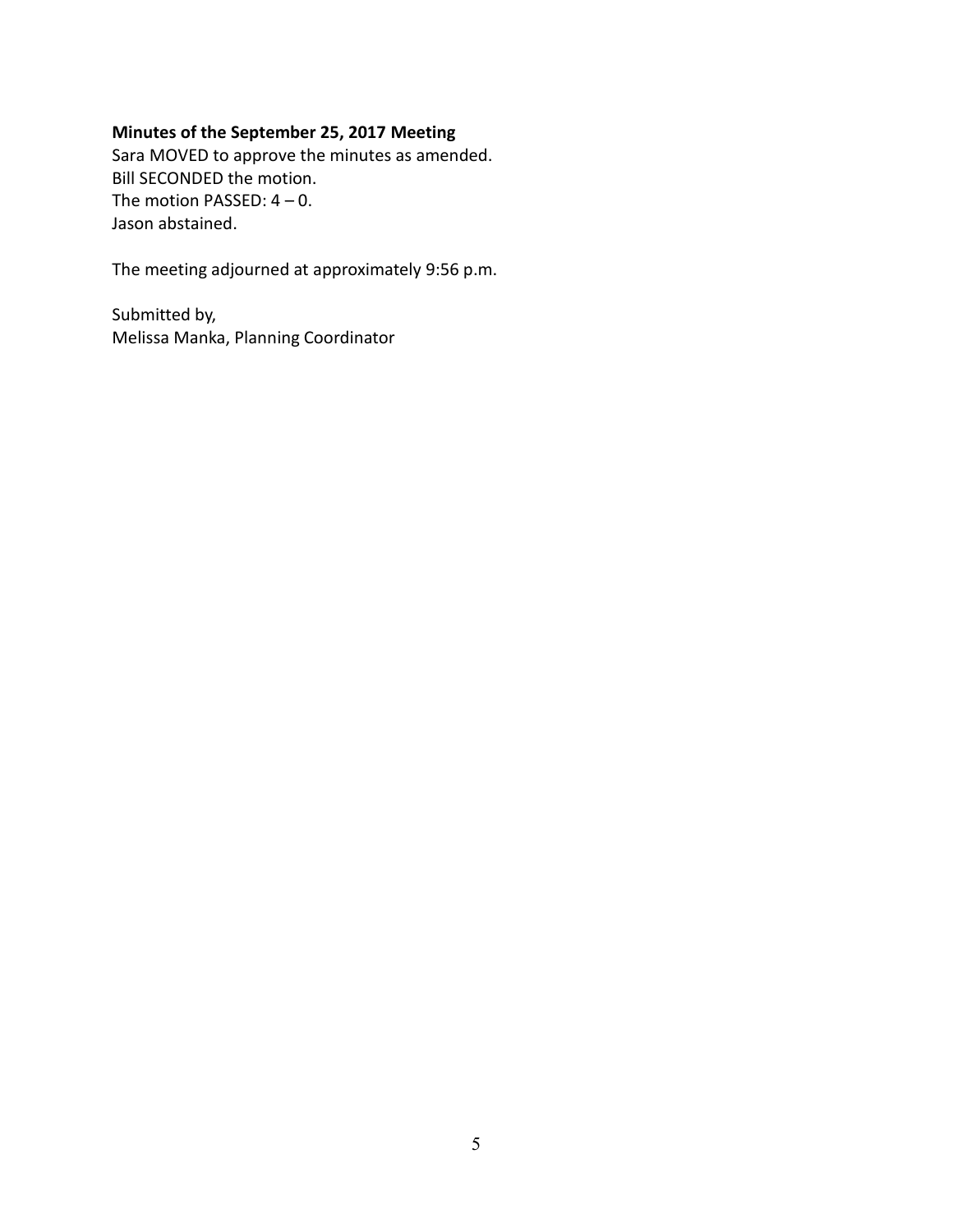**Minutes of the September 25, 2017 Meeting**
Sara MOVED to approve the minutes as amended.
Bill SECONDED the motion.
The motion PASSED: 4 – 0.
Jason abstained.

The meeting adjourned at approximately 9:56 p.m.

Submitted by,
Melissa Manka, Planning Coordinator